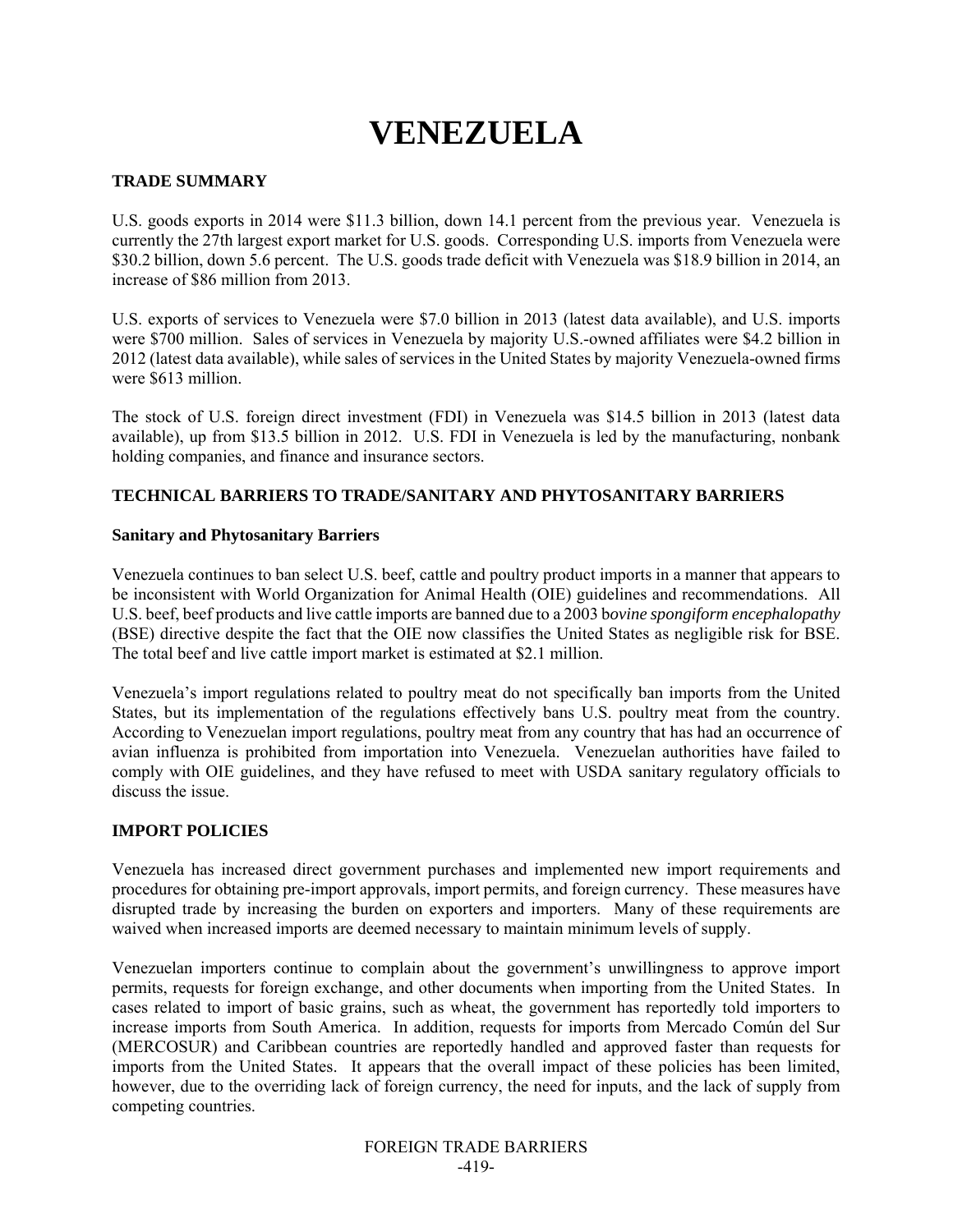# VENEZUELA

## TRADE SUMMARY

U.S. goods exports in 2014 were $11.3 billion, down 14.1 percent from the previous year. Venezuela is currently the 27th largest export market for U.S. goods. Corresponding U.S. imports from Venezuela were $30.2 billion, down 5.6 percent. The U.S. goods trade deficit with Venezuela was $18.9 billion in 2014, an increase of $86 million from 2013.

U.S. exports of services to Venezuela were $7.0 billion in 2013 (latest data available), and U.S. imports were $700 million. Sales of services in Venezuela by majority U.S.-owned affiliates were $4.2 billion in 2012 (latest data available), while sales of services in the United States by majority Venezuela-owned firms were $613 million.

The stock of U.S. foreign direct investment (FDI) in Venezuela was $14.5 billion in 2013 (latest data available), up from $13.5 billion in 2012. U.S. FDI in Venezuela is led by the manufacturing, nonbank holding companies, and finance and insurance sectors.

## TECHNICAL BARRIERS TO TRADE/SANITARY AND PHYTOSANITARY BARRIERS

### Sanitary and Phytosanitary Barriers

Venezuela continues to ban select U.S. beef, cattle and poultry product imports in a manner that appears to be inconsistent with World Organization for Animal Health (OIE) guidelines and recommendations. All U.S. beef, beef products and live cattle imports are banned due to a 2003 b*ovine spongiform encephalopathy* (BSE) directive despite the fact that the OIE now classifies the United States as negligible risk for BSE. The total beef and live cattle import market is estimated at $2.1 million.

Venezuela's import regulations related to poultry meat do not specifically ban imports from the United States, but its implementation of the regulations effectively bans U.S. poultry meat from the country. According to Venezuelan import regulations, poultry meat from any country that has had an occurrence of avian influenza is prohibited from importation into Venezuela. Venezuelan authorities have failed to comply with OIE guidelines, and they have refused to meet with USDA sanitary regulatory officials to discuss the issue.

## IMPORT POLICIES

Venezuela has increased direct government purchases and implemented new import requirements and procedures for obtaining pre-import approvals, import permits, and foreign currency. These measures have disrupted trade by increasing the burden on exporters and importers. Many of these requirements are waived when increased imports are deemed necessary to maintain minimum levels of supply.

Venezuelan importers continue to complain about the government's unwillingness to approve import permits, requests for foreign exchange, and other documents when importing from the United States. In cases related to import of basic grains, such as wheat, the government has reportedly told importers to increase imports from South America. In addition, requests for imports from Mercado Común del Sur (MERCOSUR) and Caribbean countries are reportedly handled and approved faster than requests for imports from the United States. It appears that the overall impact of these policies has been limited, however, due to the overriding lack of foreign currency, the need for inputs, and the lack of supply from competing countries.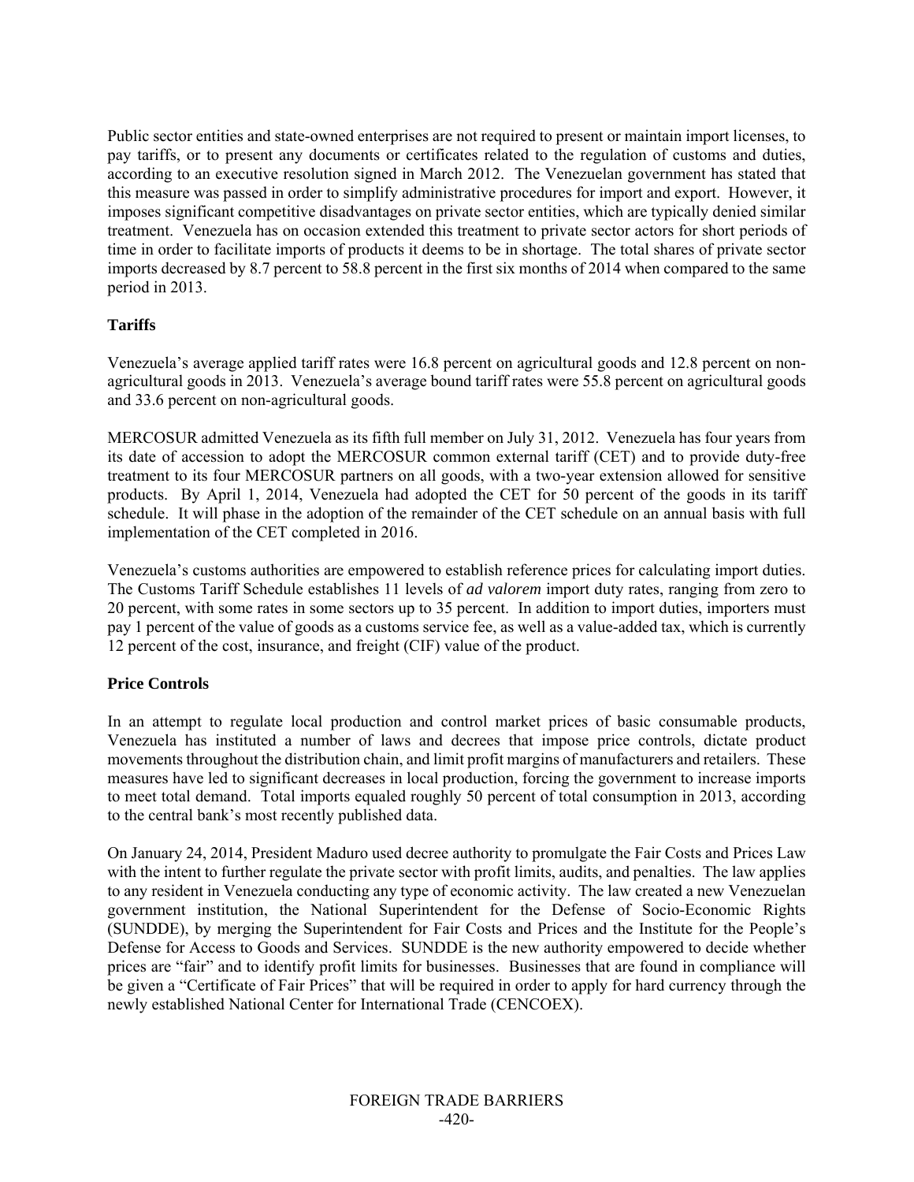Public sector entities and state-owned enterprises are not required to present or maintain import licenses, to pay tariffs, or to present any documents or certificates related to the regulation of customs and duties, according to an executive resolution signed in March 2012. The Venezuelan government has stated that this measure was passed in order to simplify administrative procedures for import and export. However, it imposes significant competitive disadvantages on private sector entities, which are typically denied similar treatment. Venezuela has on occasion extended this treatment to private sector actors for short periods of time in order to facilitate imports of products it deems to be in shortage. The total shares of private sector imports decreased by 8.7 percent to 58.8 percent in the first six months of 2014 when compared to the same period in 2013.

**Tariffs**

Venezuela's average applied tariff rates were 16.8 percent on agricultural goods and 12.8 percent on non-agricultural goods in 2013. Venezuela's average bound tariff rates were 55.8 percent on agricultural goods and 33.6 percent on non-agricultural goods.

MERCOSUR admitted Venezuela as its fifth full member on July 31, 2012. Venezuela has four years from its date of accession to adopt the MERCOSUR common external tariff (CET) and to provide duty-free treatment to its four MERCOSUR partners on all goods, with a two-year extension allowed for sensitive products. By April 1, 2014, Venezuela had adopted the CET for 50 percent of the goods in its tariff schedule. It will phase in the adoption of the remainder of the CET schedule on an annual basis with full implementation of the CET completed in 2016.

Venezuela's customs authorities are empowered to establish reference prices for calculating import duties. The Customs Tariff Schedule establishes 11 levels of *ad valorem* import duty rates, ranging from zero to 20 percent, with some rates in some sectors up to 35 percent. In addition to import duties, importers must pay 1 percent of the value of goods as a customs service fee, as well as a value-added tax, which is currently 12 percent of the cost, insurance, and freight (CIF) value of the product.

**Price Controls**

In an attempt to regulate local production and control market prices of basic consumable products, Venezuela has instituted a number of laws and decrees that impose price controls, dictate product movements throughout the distribution chain, and limit profit margins of manufacturers and retailers. These measures have led to significant decreases in local production, forcing the government to increase imports to meet total demand. Total imports equaled roughly 50 percent of total consumption in 2013, according to the central bank's most recently published data.

On January 24, 2014, President Maduro used decree authority to promulgate the Fair Costs and Prices Law with the intent to further regulate the private sector with profit limits, audits, and penalties. The law applies to any resident in Venezuela conducting any type of economic activity. The law created a new Venezuelan government institution, the National Superintendent for the Defense of Socio-Economic Rights (SUNDDE), by merging the Superintendent for Fair Costs and Prices and the Institute for the People's Defense for Access to Goods and Services. SUNDDE is the new authority empowered to decide whether prices are "fair" and to identify profit limits for businesses. Businesses that are found in compliance will be given a "Certificate of Fair Prices" that will be required in order to apply for hard currency through the newly established National Center for International Trade (CENCOEX).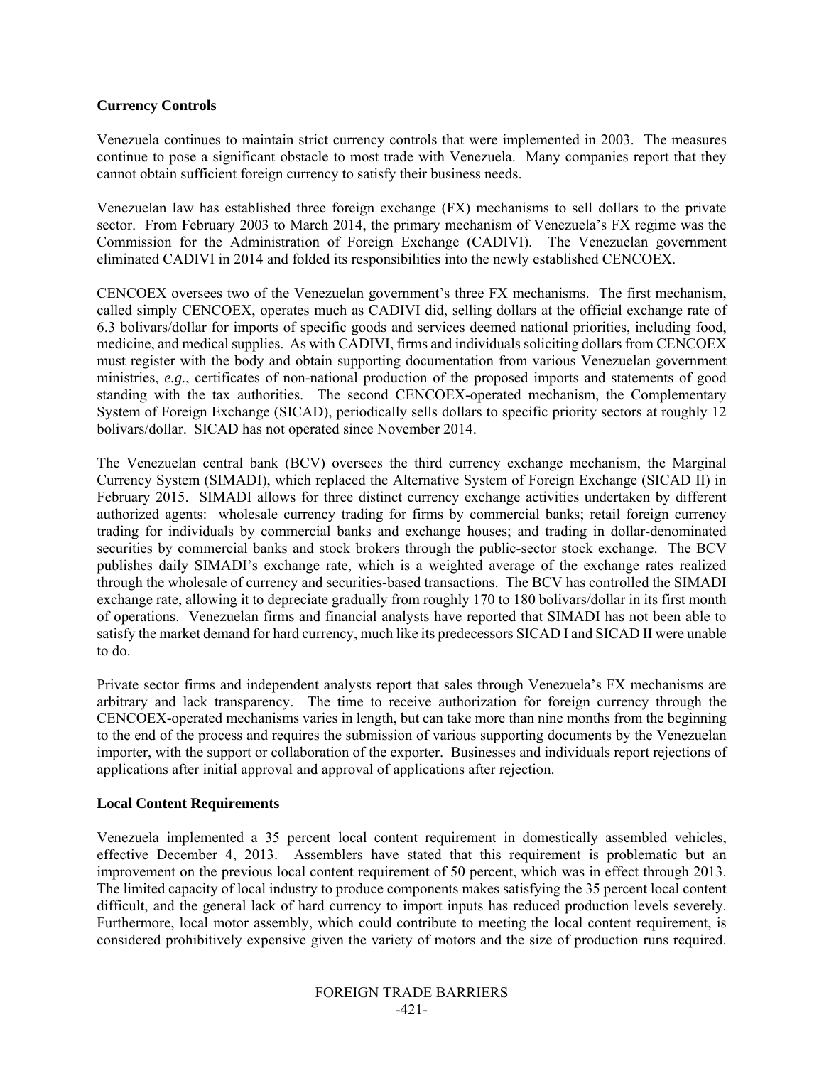**Currency Controls**

Venezuela continues to maintain strict currency controls that were implemented in 2003. The measures continue to pose a significant obstacle to most trade with Venezuela. Many companies report that they cannot obtain sufficient foreign currency to satisfy their business needs.

Venezuelan law has established three foreign exchange (FX) mechanisms to sell dollars to the private sector. From February 2003 to March 2014, the primary mechanism of Venezuela's FX regime was the Commission for the Administration of Foreign Exchange (CADIVI). The Venezuelan government eliminated CADIVI in 2014 and folded its responsibilities into the newly established CENCOEX.

CENCOEX oversees two of the Venezuelan government's three FX mechanisms. The first mechanism, called simply CENCOEX, operates much as CADIVI did, selling dollars at the official exchange rate of 6.3 bolivars/dollar for imports of specific goods and services deemed national priorities, including food, medicine, and medical supplies. As with CADIVI, firms and individuals soliciting dollars from CENCOEX must register with the body and obtain supporting documentation from various Venezuelan government ministries, *e.g.*, certificates of non-national production of the proposed imports and statements of good standing with the tax authorities. The second CENCOEX-operated mechanism, the Complementary System of Foreign Exchange (SICAD), periodically sells dollars to specific priority sectors at roughly 12 bolivars/dollar. SICAD has not operated since November 2014.

The Venezuelan central bank (BCV) oversees the third currency exchange mechanism, the Marginal Currency System (SIMADI), which replaced the Alternative System of Foreign Exchange (SICAD II) in February 2015. SIMADI allows for three distinct currency exchange activities undertaken by different authorized agents: wholesale currency trading for firms by commercial banks; retail foreign currency trading for individuals by commercial banks and exchange houses; and trading in dollar-denominated securities by commercial banks and stock brokers through the public-sector stock exchange. The BCV publishes daily SIMADI's exchange rate, which is a weighted average of the exchange rates realized through the wholesale of currency and securities-based transactions. The BCV has controlled the SIMADI exchange rate, allowing it to depreciate gradually from roughly 170 to 180 bolivars/dollar in its first month of operations. Venezuelan firms and financial analysts have reported that SIMADI has not been able to satisfy the market demand for hard currency, much like its predecessors SICAD I and SICAD II were unable to do.

Private sector firms and independent analysts report that sales through Venezuela's FX mechanisms are arbitrary and lack transparency. The time to receive authorization for foreign currency through the CENCOEX-operated mechanisms varies in length, but can take more than nine months from the beginning to the end of the process and requires the submission of various supporting documents by the Venezuelan importer, with the support or collaboration of the exporter. Businesses and individuals report rejections of applications after initial approval and approval of applications after rejection.

**Local Content Requirements**

Venezuela implemented a 35 percent local content requirement in domestically assembled vehicles, effective December 4, 2013. Assemblers have stated that this requirement is problematic but an improvement on the previous local content requirement of 50 percent, which was in effect through 2013. The limited capacity of local industry to produce components makes satisfying the 35 percent local content difficult, and the general lack of hard currency to import inputs has reduced production levels severely. Furthermore, local motor assembly, which could contribute to meeting the local content requirement, is considered prohibitively expensive given the variety of motors and the size of production runs required.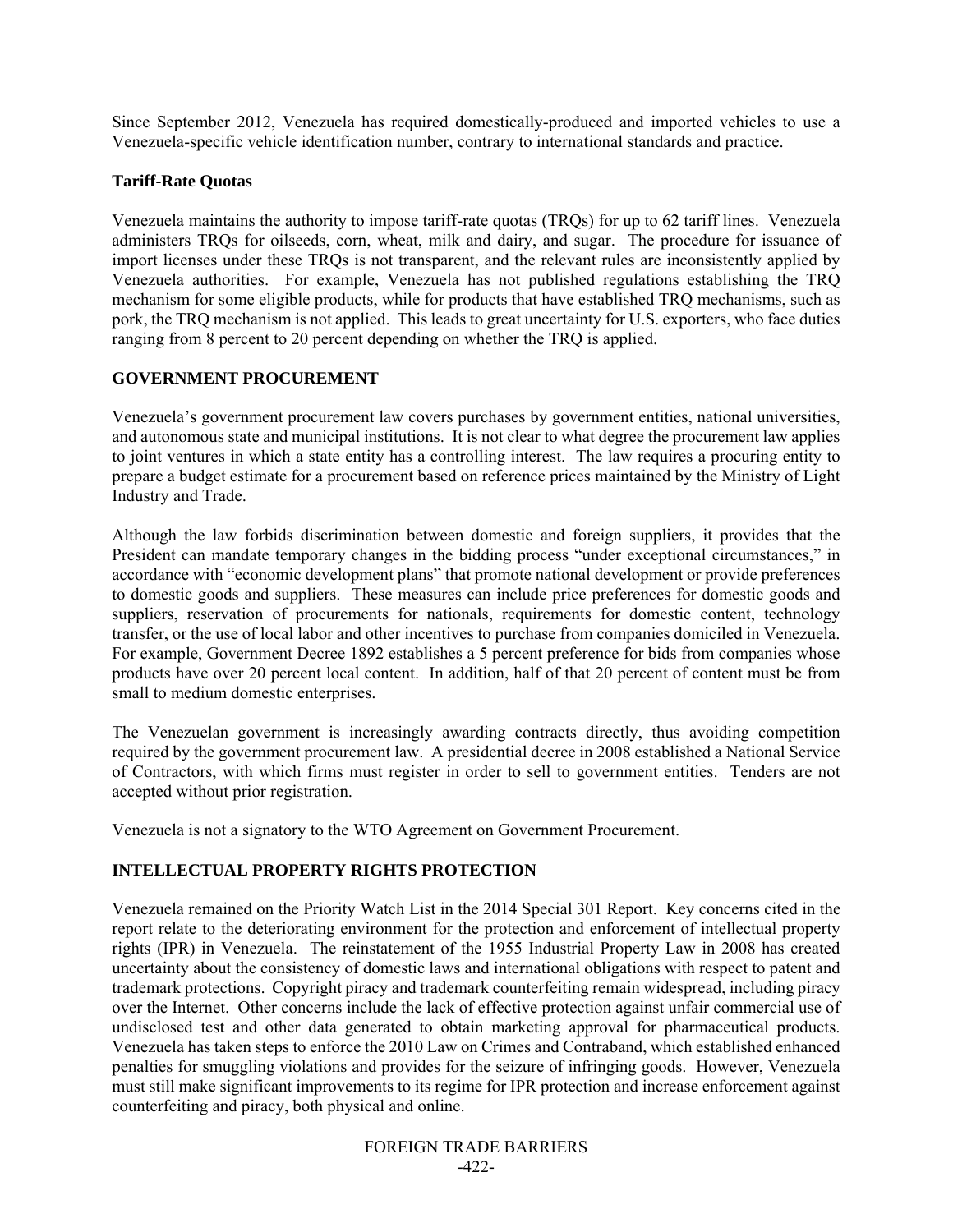Since September 2012, Venezuela has required domestically-produced and imported vehicles to use a Venezuela-specific vehicle identification number, contrary to international standards and practice.

### Tariff-Rate Quotas

Venezuela maintains the authority to impose tariff-rate quotas (TRQs) for up to 62 tariff lines. Venezuela administers TRQs for oilseeds, corn, wheat, milk and dairy, and sugar. The procedure for issuance of import licenses under these TRQs is not transparent, and the relevant rules are inconsistently applied by Venezuela authorities. For example, Venezuela has not published regulations establishing the TRQ mechanism for some eligible products, while for products that have established TRQ mechanisms, such as pork, the TRQ mechanism is not applied. This leads to great uncertainty for U.S. exporters, who face duties ranging from 8 percent to 20 percent depending on whether the TRQ is applied.

## GOVERNMENT PROCUREMENT

Venezuela's government procurement law covers purchases by government entities, national universities, and autonomous state and municipal institutions. It is not clear to what degree the procurement law applies to joint ventures in which a state entity has a controlling interest. The law requires a procuring entity to prepare a budget estimate for a procurement based on reference prices maintained by the Ministry of Light Industry and Trade.

Although the law forbids discrimination between domestic and foreign suppliers, it provides that the President can mandate temporary changes in the bidding process "under exceptional circumstances," in accordance with "economic development plans" that promote national development or provide preferences to domestic goods and suppliers. These measures can include price preferences for domestic goods and suppliers, reservation of procurements for nationals, requirements for domestic content, technology transfer, or the use of local labor and other incentives to purchase from companies domiciled in Venezuela. For example, Government Decree 1892 establishes a 5 percent preference for bids from companies whose products have over 20 percent local content. In addition, half of that 20 percent of content must be from small to medium domestic enterprises.

The Venezuelan government is increasingly awarding contracts directly, thus avoiding competition required by the government procurement law. A presidential decree in 2008 established a National Service of Contractors, with which firms must register in order to sell to government entities. Tenders are not accepted without prior registration.

Venezuela is not a signatory to the WTO Agreement on Government Procurement.

## INTELLECTUAL PROPERTY RIGHTS PROTECTION

Venezuela remained on the Priority Watch List in the 2014 Special 301 Report. Key concerns cited in the report relate to the deteriorating environment for the protection and enforcement of intellectual property rights (IPR) in Venezuela. The reinstatement of the 1955 Industrial Property Law in 2008 has created uncertainty about the consistency of domestic laws and international obligations with respect to patent and trademark protections. Copyright piracy and trademark counterfeiting remain widespread, including piracy over the Internet. Other concerns include the lack of effective protection against unfair commercial use of undisclosed test and other data generated to obtain marketing approval for pharmaceutical products. Venezuela has taken steps to enforce the 2010 Law on Crimes and Contraband, which established enhanced penalties for smuggling violations and provides for the seizure of infringing goods. However, Venezuela must still make significant improvements to its regime for IPR protection and increase enforcement against counterfeiting and piracy, both physical and online.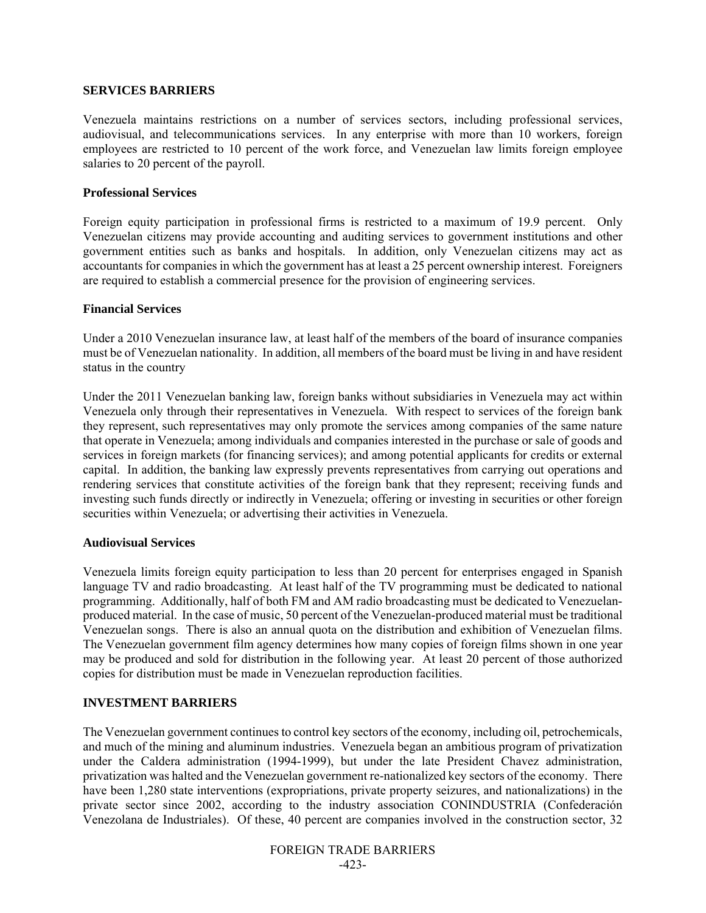## SERVICES BARRIERS

Venezuela maintains restrictions on a number of services sectors, including professional services, audiovisual, and telecommunications services. In any enterprise with more than 10 workers, foreign employees are restricted to 10 percent of the work force, and Venezuelan law limits foreign employee salaries to 20 percent of the payroll.

### Professional Services

Foreign equity participation in professional firms is restricted to a maximum of 19.9 percent. Only Venezuelan citizens may provide accounting and auditing services to government institutions and other government entities such as banks and hospitals. In addition, only Venezuelan citizens may act as accountants for companies in which the government has at least a 25 percent ownership interest. Foreigners are required to establish a commercial presence for the provision of engineering services.

### Financial Services

Under a 2010 Venezuelan insurance law, at least half of the members of the board of insurance companies must be of Venezuelan nationality. In addition, all members of the board must be living in and have resident status in the country

Under the 2011 Venezuelan banking law, foreign banks without subsidiaries in Venezuela may act within Venezuela only through their representatives in Venezuela. With respect to services of the foreign bank they represent, such representatives may only promote the services among companies of the same nature that operate in Venezuela; among individuals and companies interested in the purchase or sale of goods and services in foreign markets (for financing services); and among potential applicants for credits or external capital. In addition, the banking law expressly prevents representatives from carrying out operations and rendering services that constitute activities of the foreign bank that they represent; receiving funds and investing such funds directly or indirectly in Venezuela; offering or investing in securities or other foreign securities within Venezuela; or advertising their activities in Venezuela.

### Audiovisual Services

Venezuela limits foreign equity participation to less than 20 percent for enterprises engaged in Spanish language TV and radio broadcasting. At least half of the TV programming must be dedicated to national programming. Additionally, half of both FM and AM radio broadcasting must be dedicated to Venezuelan-produced material. In the case of music, 50 percent of the Venezuelan-produced material must be traditional Venezuelan songs. There is also an annual quota on the distribution and exhibition of Venezuelan films. The Venezuelan government film agency determines how many copies of foreign films shown in one year may be produced and sold for distribution in the following year. At least 20 percent of those authorized copies for distribution must be made in Venezuelan reproduction facilities.

## INVESTMENT BARRIERS

The Venezuelan government continues to control key sectors of the economy, including oil, petrochemicals, and much of the mining and aluminum industries. Venezuela began an ambitious program of privatization under the Caldera administration (1994-1999), but under the late President Chavez administration, privatization was halted and the Venezuelan government re-nationalized key sectors of the economy. There have been 1,280 state interventions (expropriations, private property seizures, and nationalizations) in the private sector since 2002, according to the industry association CONINDUSTRIA (Confederación Venezolana de Industriales). Of these, 40 percent are companies involved in the construction sector, 32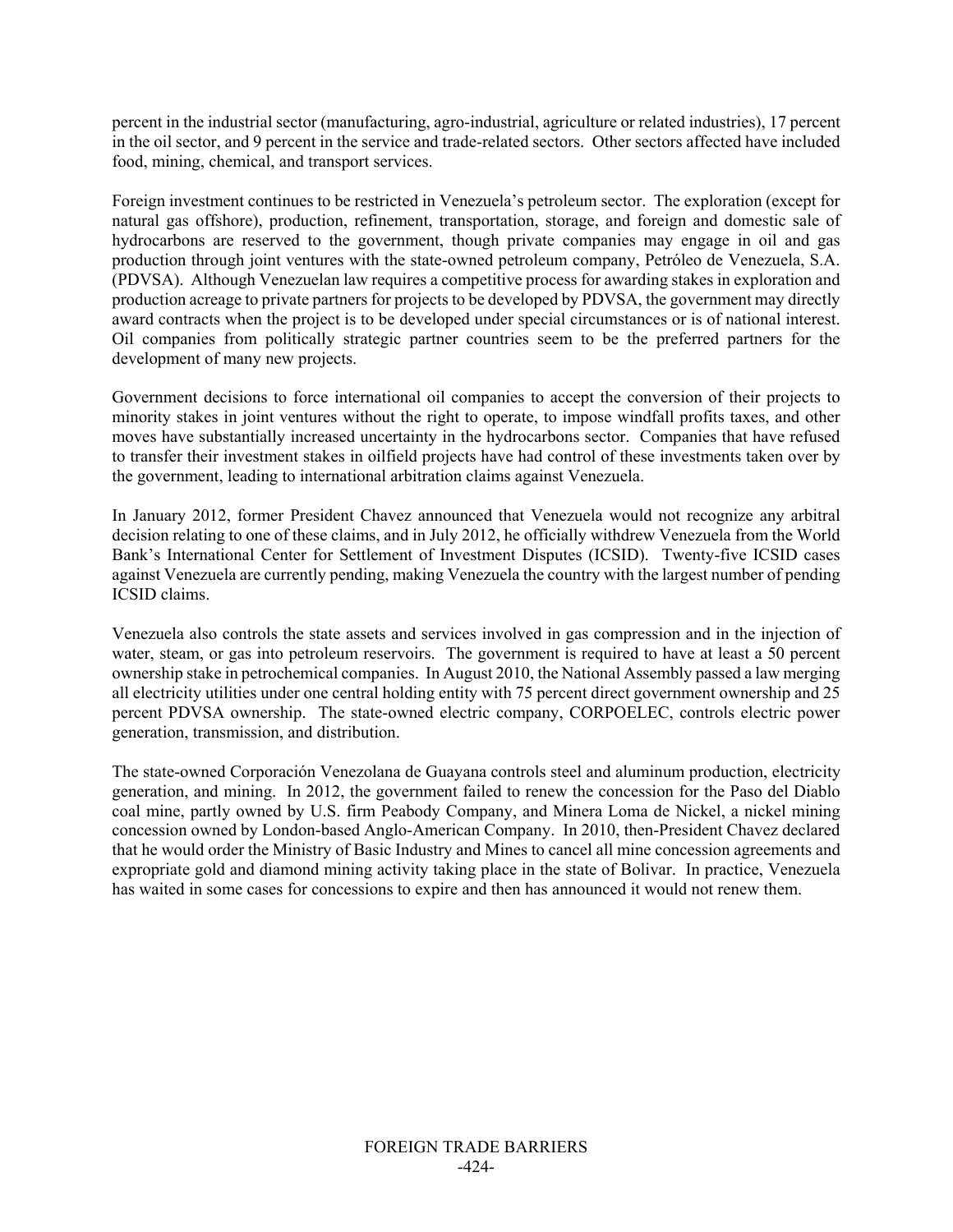percent in the industrial sector (manufacturing, agro-industrial, agriculture or related industries), 17 percent in the oil sector, and 9 percent in the service and trade-related sectors. Other sectors affected have included food, mining, chemical, and transport services.

Foreign investment continues to be restricted in Venezuela's petroleum sector. The exploration (except for natural gas offshore), production, refinement, transportation, storage, and foreign and domestic sale of hydrocarbons are reserved to the government, though private companies may engage in oil and gas production through joint ventures with the state-owned petroleum company, Petróleo de Venezuela, S.A. (PDVSA). Although Venezuelan law requires a competitive process for awarding stakes in exploration and production acreage to private partners for projects to be developed by PDVSA, the government may directly award contracts when the project is to be developed under special circumstances or is of national interest. Oil companies from politically strategic partner countries seem to be the preferred partners for the development of many new projects.

Government decisions to force international oil companies to accept the conversion of their projects to minority stakes in joint ventures without the right to operate, to impose windfall profits taxes, and other moves have substantially increased uncertainty in the hydrocarbons sector. Companies that have refused to transfer their investment stakes in oilfield projects have had control of these investments taken over by the government, leading to international arbitration claims against Venezuela.

In January 2012, former President Chavez announced that Venezuela would not recognize any arbitral decision relating to one of these claims, and in July 2012, he officially withdrew Venezuela from the World Bank's International Center for Settlement of Investment Disputes (ICSID). Twenty-five ICSID cases against Venezuela are currently pending, making Venezuela the country with the largest number of pending ICSID claims.

Venezuela also controls the state assets and services involved in gas compression and in the injection of water, steam, or gas into petroleum reservoirs. The government is required to have at least a 50 percent ownership stake in petrochemical companies. In August 2010, the National Assembly passed a law merging all electricity utilities under one central holding entity with 75 percent direct government ownership and 25 percent PDVSA ownership. The state-owned electric company, CORPOELEC, controls electric power generation, transmission, and distribution.

The state-owned Corporación Venezolana de Guayana controls steel and aluminum production, electricity generation, and mining. In 2012, the government failed to renew the concession for the Paso del Diablo coal mine, partly owned by U.S. firm Peabody Company, and Minera Loma de Nickel, a nickel mining concession owned by London-based Anglo-American Company. In 2010, then-President Chavez declared that he would order the Ministry of Basic Industry and Mines to cancel all mine concession agreements and expropriate gold and diamond mining activity taking place in the state of Bolivar. In practice, Venezuela has waited in some cases for concessions to expire and then has announced it would not renew them.